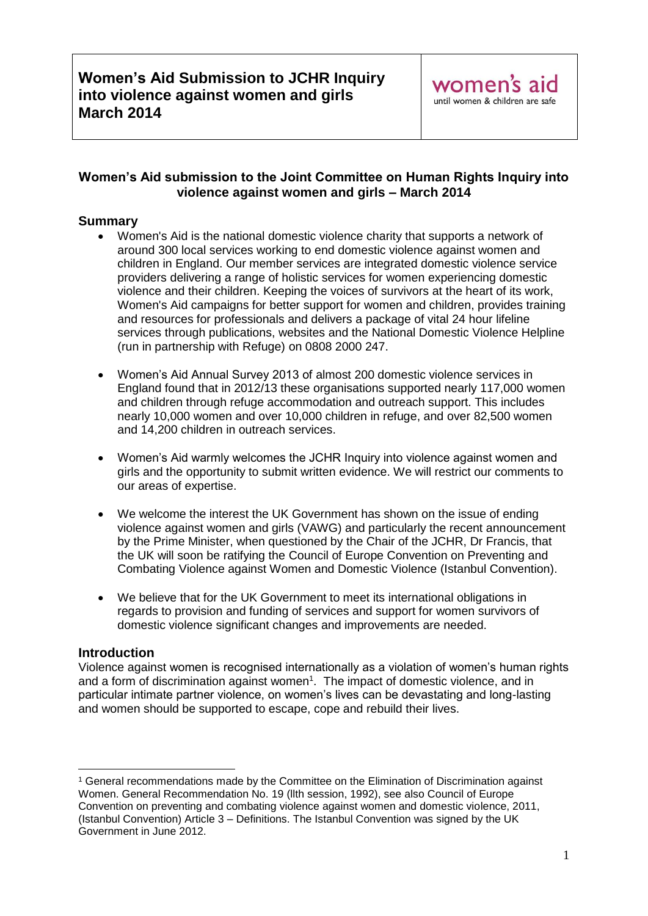**Women's Aid Submission to JCHR Inquiry into violence against women and girls March 2014**

women's aid
until women & children are safe

## Women's Aid submission to the Joint Committee on Human Rights Inquiry into violence against women and girls – March 2014

### Summary

- Women's Aid is the national domestic violence charity that supports a network of around 300 local services working to end domestic violence against women and children in England. Our member services are integrated domestic violence service providers delivering a range of holistic services for women experiencing domestic violence and their children. Keeping the voices of survivors at the heart of its work, Women's Aid campaigns for better support for women and children, provides training and resources for professionals and delivers a package of vital 24 hour lifeline services through publications, websites and the National Domestic Violence Helpline (run in partnership with Refuge) on 0808 2000 247.

- Women's Aid Annual Survey 2013 of almost 200 domestic violence services in England found that in 2012/13 these organisations supported nearly 117,000 women and children through refuge accommodation and outreach support. This includes nearly 10,000 women and over 10,000 children in refuge, and over 82,500 women and 14,200 children in outreach services.

- Women's Aid warmly welcomes the JCHR Inquiry into violence against women and girls and the opportunity to submit written evidence. We will restrict our comments to our areas of expertise.

- We welcome the interest the UK Government has shown on the issue of ending violence against women and girls (VAWG) and particularly the recent announcement by the Prime Minister, when questioned by the Chair of the JCHR, Dr Francis, that the UK will soon be ratifying the Council of Europe Convention on Preventing and Combating Violence against Women and Domestic Violence (Istanbul Convention).

- We believe that for the UK Government to meet its international obligations in regards to provision and funding of services and support for women survivors of domestic violence significant changes and improvements are needed.

### Introduction

Violence against women is recognised internationally as a violation of women's human rights and a form of discrimination against women[1]. The impact of domestic violence, and in particular intimate partner violence, on women's lives can be devastating and long-lasting and women should be supported to escape, cope and rebuild their lives.

---

[1] General recommendations made by the Committee on the Elimination of Discrimination against Women. General Recommendation No. 19 (llth session, 1992), see also Council of Europe Convention on preventing and combating violence against women and domestic violence, 2011, (Istanbul Convention) Article 3 – Definitions. The Istanbul Convention was signed by the UK Government in June 2012.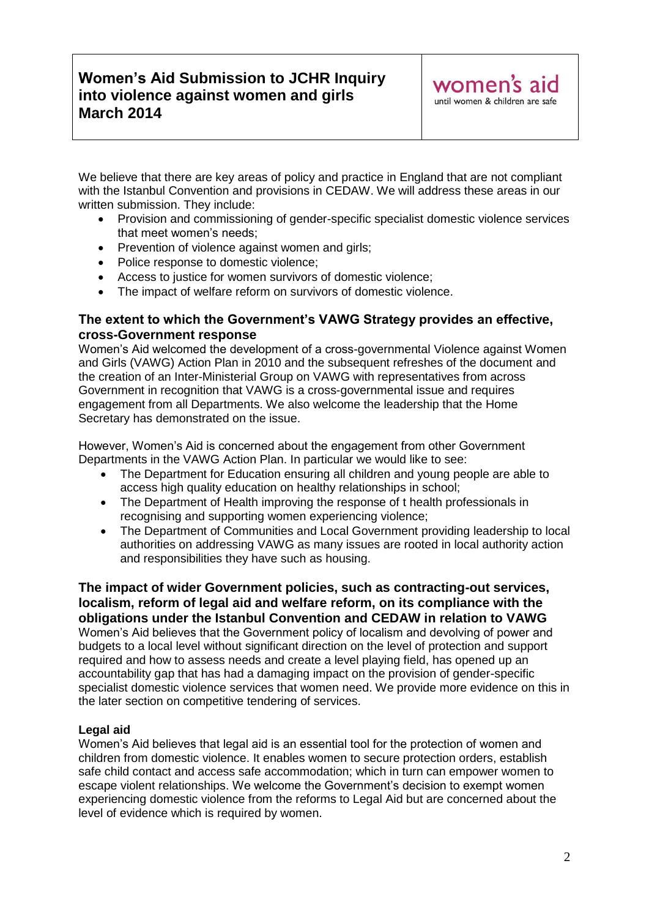| **Women's Aid Submission to JCHR Inquiry into violence against women and girls March 2014** | women's aid until women & children are safe |
|---|---|

We believe that there are key areas of policy and practice in England that are not compliant with the Istanbul Convention and provisions in CEDAW. We will address these areas in our written submission. They include:

- Provision and commissioning of gender-specific specialist domestic violence services that meet women's needs;
- Prevention of violence against women and girls;
- Police response to domestic violence;
- Access to justice for women survivors of domestic violence;
- The impact of welfare reform on survivors of domestic violence.

### The extent to which the Government's VAWG Strategy provides an effective, cross-Government response

Women's Aid welcomed the development of a cross-governmental Violence against Women and Girls (VAWG) Action Plan in 2010 and the subsequent refreshes of the document and the creation of an Inter-Ministerial Group on VAWG with representatives from across Government in recognition that VAWG is a cross-governmental issue and requires engagement from all Departments. We also welcome the leadership that the Home Secretary has demonstrated on the issue.

However, Women's Aid is concerned about the engagement from other Government Departments in the VAWG Action Plan. In particular we would like to see:

- The Department for Education ensuring all children and young people are able to access high quality education on healthy relationships in school;
- The Department of Health improving the response of t health professionals in recognising and supporting women experiencing violence;
- The Department of Communities and Local Government providing leadership to local authorities on addressing VAWG as many issues are rooted in local authority action and responsibilities they have such as housing.

### The impact of wider Government policies, such as contracting-out services, localism, reform of legal aid and welfare reform, on its compliance with the obligations under the Istanbul Convention and CEDAW in relation to VAWG

Women's Aid believes that the Government policy of localism and devolving of power and budgets to a local level without significant direction on the level of protection and support required and how to assess needs and create a level playing field, has opened up an accountability gap that has had a damaging impact on the provision of gender-specific specialist domestic violence services that women need. We provide more evidence on this in the later section on competitive tendering of services.

#### Legal aid

Women's Aid believes that legal aid is an essential tool for the protection of women and children from domestic violence. It enables women to secure protection orders, establish safe child contact and access safe accommodation; which in turn can empower women to escape violent relationships. We welcome the Government's decision to exempt women experiencing domestic violence from the reforms to Legal Aid but are concerned about the level of evidence which is required by women.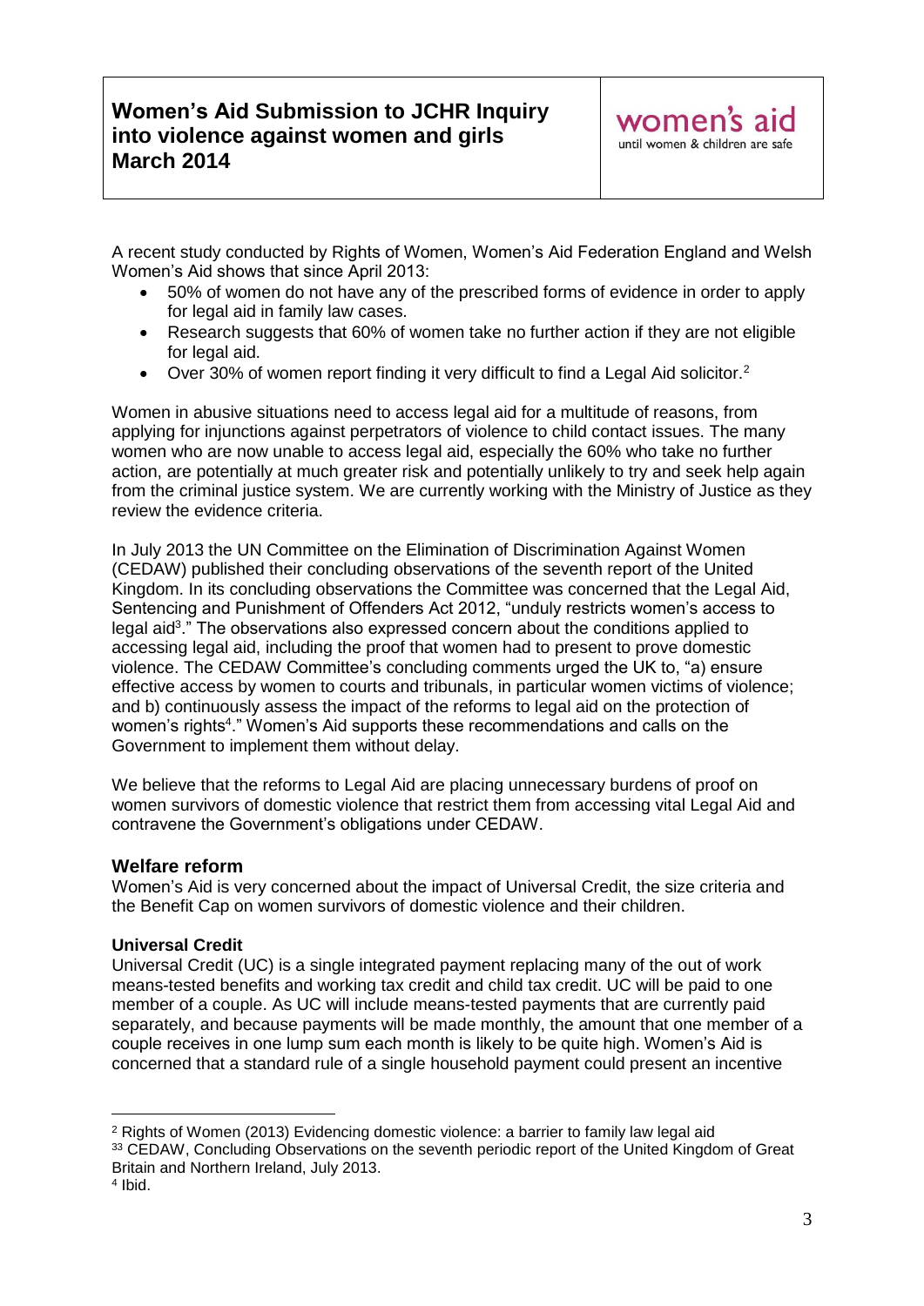A recent study conducted by Rights of Women, Women's Aid Federation England and Welsh Women's Aid shows that since April 2013:

- 50% of women do not have any of the prescribed forms of evidence in order to apply for legal aid in family law cases.
- Research suggests that 60% of women take no further action if they are not eligible for legal aid.
- Over 30% of women report finding it very difficult to find a Legal Aid solicitor.[2]

Women in abusive situations need to access legal aid for a multitude of reasons, from applying for injunctions against perpetrators of violence to child contact issues. The many women who are now unable to access legal aid, especially the 60% who take no further action, are potentially at much greater risk and potentially unlikely to try and seek help again from the criminal justice system. We are currently working with the Ministry of Justice as they review the evidence criteria.

In July 2013 the UN Committee on the Elimination of Discrimination Against Women (CEDAW) published their concluding observations of the seventh report of the United Kingdom. In its concluding observations the Committee was concerned that the Legal Aid, Sentencing and Punishment of Offenders Act 2012, "unduly restricts women's access to legal aid[3]." The observations also expressed concern about the conditions applied to accessing legal aid, including the proof that women had to present to prove domestic violence. The CEDAW Committee's concluding comments urged the UK to, "a) ensure effective access by women to courts and tribunals, in particular women victims of violence; and b) continuously assess the impact of the reforms to legal aid on the protection of women's rights[4]." Women's Aid supports these recommendations and calls on the Government to implement them without delay.

We believe that the reforms to Legal Aid are placing unnecessary burdens of proof on women survivors of domestic violence that restrict them from accessing vital Legal Aid and contravene the Government's obligations under CEDAW.

## Welfare reform

Women's Aid is very concerned about the impact of Universal Credit, the size criteria and the Benefit Cap on women survivors of domestic violence and their children.

### Universal Credit

Universal Credit (UC) is a single integrated payment replacing many of the out of work means-tested benefits and working tax credit and child tax credit. UC will be paid to one member of a couple. As UC will include means-tested payments that are currently paid separately, and because payments will be made monthly, the amount that one member of a couple receives in one lump sum each month is likely to be quite high. Women's Aid is concerned that a standard rule of a single household payment could present an incentive

---

[2] Rights of Women (2013) Evidencing domestic violence: a barrier to family law legal aid

[3] CEDAW, Concluding Observations on the seventh periodic report of the United Kingdom of Great Britain and Northern Ireland, July 2013.

[4] Ibid.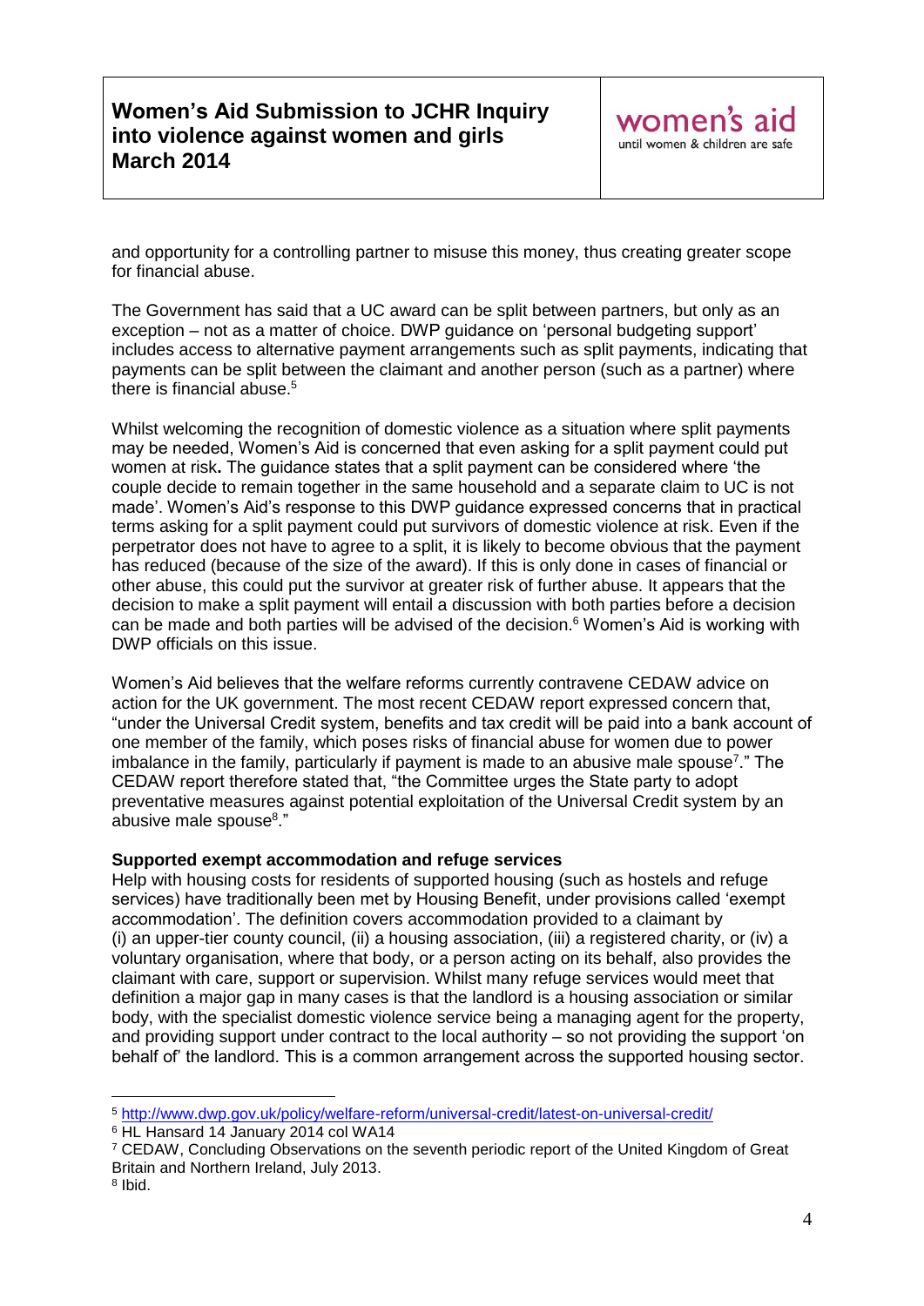and opportunity for a controlling partner to misuse this money, thus creating greater scope for financial abuse.

The Government has said that a UC award can be split between partners, but only as an exception – not as a matter of choice. DWP guidance on 'personal budgeting support' includes access to alternative payment arrangements such as split payments, indicating that payments can be split between the claimant and another person (such as a partner) where there is financial abuse.[5]

Whilst welcoming the recognition of domestic violence as a situation where split payments may be needed, Women's Aid is concerned that even asking for a split payment could put women at risk**.** The guidance states that a split payment can be considered where 'the couple decide to remain together in the same household and a separate claim to UC is not made'. Women's Aid's response to this DWP guidance expressed concerns that in practical terms asking for a split payment could put survivors of domestic violence at risk. Even if the perpetrator does not have to agree to a split, it is likely to become obvious that the payment has reduced (because of the size of the award). If this is only done in cases of financial or other abuse, this could put the survivor at greater risk of further abuse. It appears that the decision to make a split payment will entail a discussion with both parties before a decision can be made and both parties will be advised of the decision.[6] Women's Aid is working with DWP officials on this issue.

Women's Aid believes that the welfare reforms currently contravene CEDAW advice on action for the UK government. The most recent CEDAW report expressed concern that, "under the Universal Credit system, benefits and tax credit will be paid into a bank account of one member of the family, which poses risks of financial abuse for women due to power imbalance in the family, particularly if payment is made to an abusive male spouse[7]." The CEDAW report therefore stated that, "the Committee urges the State party to adopt preventative measures against potential exploitation of the Universal Credit system by an abusive male spouse[8]."

**Supported exempt accommodation and refuge services**

Help with housing costs for residents of supported housing (such as hostels and refuge services) have traditionally been met by Housing Benefit, under provisions called 'exempt accommodation'. The definition covers accommodation provided to a claimant by (i) an upper-tier county council, (ii) a housing association, (iii) a registered charity, or (iv) a voluntary organisation, where that body, or a person acting on its behalf, also provides the claimant with care, support or supervision. Whilst many refuge services would meet that definition a major gap in many cases is that the landlord is a housing association or similar body, with the specialist domestic violence service being a managing agent for the property, and providing support under contract to the local authority – so not providing the support 'on behalf of' the landlord. This is a common arrangement across the supported housing sector.

---

[5] http://www.dwp.gov.uk/policy/welfare-reform/universal-credit/latest-on-universal-credit/

[6] HL Hansard 14 January 2014 col WA14

[7] CEDAW, Concluding Observations on the seventh periodic report of the United Kingdom of Great Britain and Northern Ireland, July 2013.

[8] Ibid.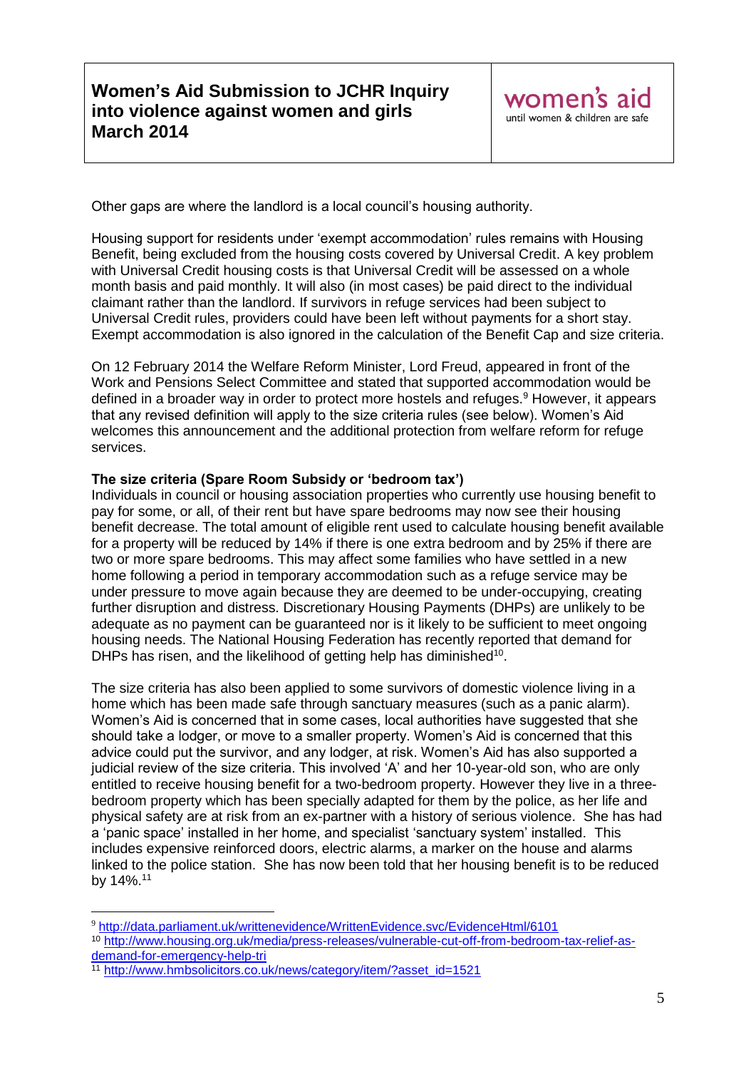Other gaps are where the landlord is a local council's housing authority.

Housing support for residents under 'exempt accommodation' rules remains with Housing Benefit, being excluded from the housing costs covered by Universal Credit. A key problem with Universal Credit housing costs is that Universal Credit will be assessed on a whole month basis and paid monthly. It will also (in most cases) be paid direct to the individual claimant rather than the landlord. If survivors in refuge services had been subject to Universal Credit rules, providers could have been left without payments for a short stay. Exempt accommodation is also ignored in the calculation of the Benefit Cap and size criteria.

On 12 February 2014 the Welfare Reform Minister, Lord Freud, appeared in front of the Work and Pensions Select Committee and stated that supported accommodation would be defined in a broader way in order to protect more hostels and refuges.[9] However, it appears that any revised definition will apply to the size criteria rules (see below). Women's Aid welcomes this announcement and the additional protection from welfare reform for refuge services.

**The size criteria (Spare Room Subsidy or 'bedroom tax')**

Individuals in council or housing association properties who currently use housing benefit to pay for some, or all, of their rent but have spare bedrooms may now see their housing benefit decrease. The total amount of eligible rent used to calculate housing benefit available for a property will be reduced by 14% if there is one extra bedroom and by 25% if there are two or more spare bedrooms. This may affect some families who have settled in a new home following a period in temporary accommodation such as a refuge service may be under pressure to move again because they are deemed to be under-occupying, creating further disruption and distress. Discretionary Housing Payments (DHPs) are unlikely to be adequate as no payment can be guaranteed nor is it likely to be sufficient to meet ongoing housing needs. The National Housing Federation has recently reported that demand for DHPs has risen, and the likelihood of getting help has diminished[10].

The size criteria has also been applied to some survivors of domestic violence living in a home which has been made safe through sanctuary measures (such as a panic alarm). Women's Aid is concerned that in some cases, local authorities have suggested that she should take a lodger, or move to a smaller property. Women's Aid is concerned that this advice could put the survivor, and any lodger, at risk. Women's Aid has also supported a judicial review of the size criteria. This involved 'A' and her 10-year-old son, who are only entitled to receive housing benefit for a two-bedroom property. However they live in a three-bedroom property which has been specially adapted for them by the police, as her life and physical safety are at risk from an ex-partner with a history of serious violence. She has had a 'panic space' installed in her home, and specialist 'sanctuary system' installed. This includes expensive reinforced doors, electric alarms, a marker on the house and alarms linked to the police station. She has now been told that her housing benefit is to be reduced by 14%.[11]

---

[9] http://data.parliament.uk/writtenevidence/WrittenEvidence.svc/EvidenceHtml/6101

[10] http://www.housing.org.uk/media/press-releases/vulnerable-cut-off-from-bedroom-tax-relief-as-demand-for-emergency-help-tri

[11] http://www.hmbsolicitors.co.uk/news/category/item/?asset_id=1521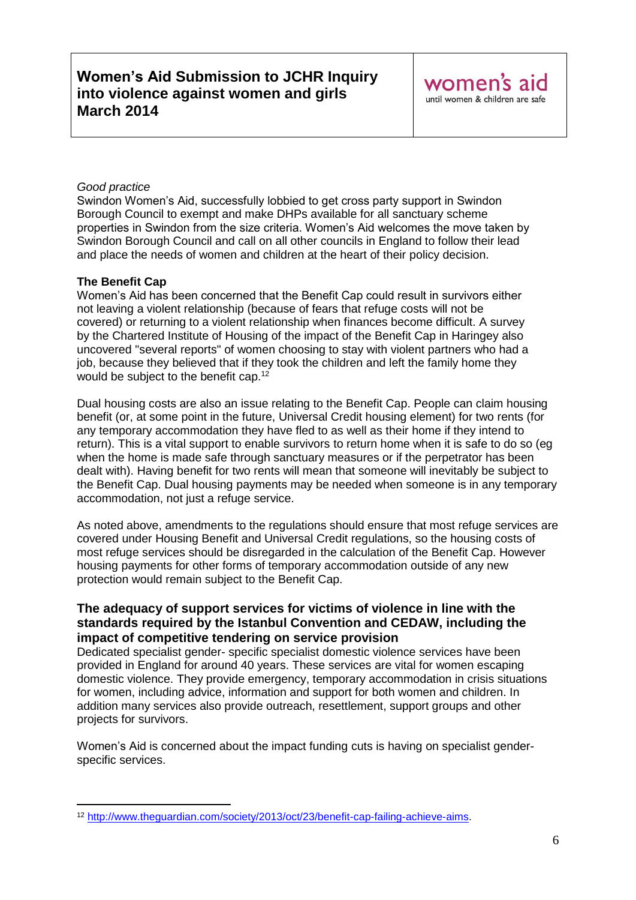*Good practice*
Swindon Women's Aid, successfully lobbied to get cross party support in Swindon Borough Council to exempt and make DHPs available for all sanctuary scheme properties in Swindon from the size criteria. Women's Aid welcomes the move taken by Swindon Borough Council and call on all other councils in England to follow their lead and place the needs of women and children at the heart of their policy decision.

**The Benefit Cap**
Women's Aid has been concerned that the Benefit Cap could result in survivors either not leaving a violent relationship (because of fears that refuge costs will not be covered) or returning to a violent relationship when finances become difficult. A survey by the Chartered Institute of Housing of the impact of the Benefit Cap in Haringey also uncovered "several reports" of women choosing to stay with violent partners who had a job, because they believed that if they took the children and left the family home they would be subject to the benefit cap.[12]

Dual housing costs are also an issue relating to the Benefit Cap. People can claim housing benefit (or, at some point in the future, Universal Credit housing element) for two rents (for any temporary accommodation they have fled to as well as their home if they intend to return). This is a vital support to enable survivors to return home when it is safe to do so (eg when the home is made safe through sanctuary measures or if the perpetrator has been dealt with). Having benefit for two rents will mean that someone will inevitably be subject to the Benefit Cap. Dual housing payments may be needed when someone is in any temporary accommodation, not just a refuge service.

As noted above, amendments to the regulations should ensure that most refuge services are covered under Housing Benefit and Universal Credit regulations, so the housing costs of most refuge services should be disregarded in the calculation of the Benefit Cap. However housing payments for other forms of temporary accommodation outside of any new protection would remain subject to the Benefit Cap.

### The adequacy of support services for victims of violence in line with the standards required by the Istanbul Convention and CEDAW, including the impact of competitive tendering on service provision

Dedicated specialist gender- specific specialist domestic violence services have been provided in England for around 40 years. These services are vital for women escaping domestic violence. They provide emergency, temporary accommodation in crisis situations for women, including advice, information and support for both women and children. In addition many services also provide outreach, resettlement, support groups and other projects for survivors.

Women's Aid is concerned about the impact funding cuts is having on specialist gender-specific services.

---

[12] http://www.theguardian.com/society/2013/oct/23/benefit-cap-failing-achieve-aims.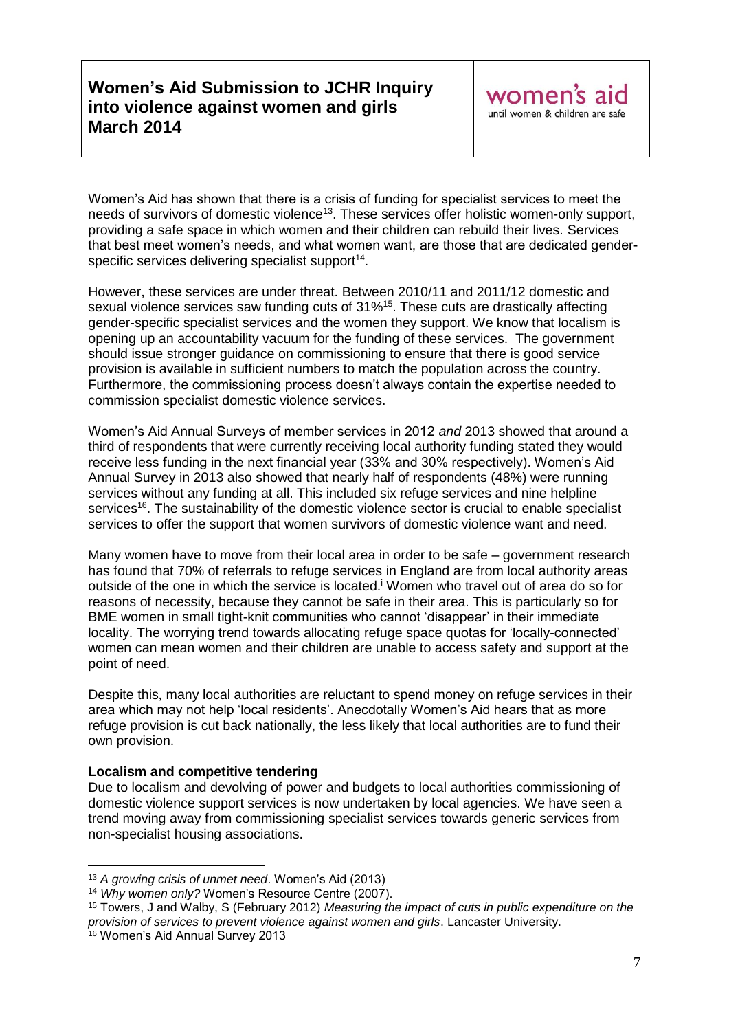Women's Aid has shown that there is a crisis of funding for specialist services to meet the needs of survivors of domestic violence[13]. These services offer holistic women-only support, providing a safe space in which women and their children can rebuild their lives. Services that best meet women's needs, and what women want, are those that are dedicated gender-specific services delivering specialist support[14].

However, these services are under threat. Between 2010/11 and 2011/12 domestic and sexual violence services saw funding cuts of 31%[15]. These cuts are drastically affecting gender-specific specialist services and the women they support. We know that localism is opening up an accountability vacuum for the funding of these services. The government should issue stronger guidance on commissioning to ensure that there is good service provision is available in sufficient numbers to match the population across the country. Furthermore, the commissioning process doesn't always contain the expertise needed to commission specialist domestic violence services.

Women's Aid Annual Surveys of member services in 2012 *and* 2013 showed that around a third of respondents that were currently receiving local authority funding stated they would receive less funding in the next financial year (33% and 30% respectively). Women's Aid Annual Survey in 2013 also showed that nearly half of respondents (48%) were running services without any funding at all. This included six refuge services and nine helpline services[16]. The sustainability of the domestic violence sector is crucial to enable specialist services to offer the support that women survivors of domestic violence want and need.

Many women have to move from their local area in order to be safe – government research has found that 70% of referrals to refuge services in England are from local authority areas outside of the one in which the service is located.[i] Women who travel out of area do so for reasons of necessity, because they cannot be safe in their area. This is particularly so for BME women in small tight-knit communities who cannot 'disappear' in their immediate locality. The worrying trend towards allocating refuge space quotas for 'locally-connected' women can mean women and their children are unable to access safety and support at the point of need.

Despite this, many local authorities are reluctant to spend money on refuge services in their area which may not help 'local residents'. Anecdotally Women's Aid hears that as more refuge provision is cut back nationally, the less likely that local authorities are to fund their own provision.

**Localism and competitive tendering**

Due to localism and devolving of power and budgets to local authorities commissioning of domestic violence support services is now undertaken by local agencies. We have seen a trend moving away from commissioning specialist services towards generic services from non-specialist housing associations.

---

[13] *A growing crisis of unmet need*. Women's Aid (2013)

[14] *Why women only?* Women's Resource Centre (2007).

[15] Towers, J and Walby, S (February 2012) *Measuring the impact of cuts in public expenditure on the provision of services to prevent violence against women and girls*. Lancaster University.

[16] Women's Aid Annual Survey 2013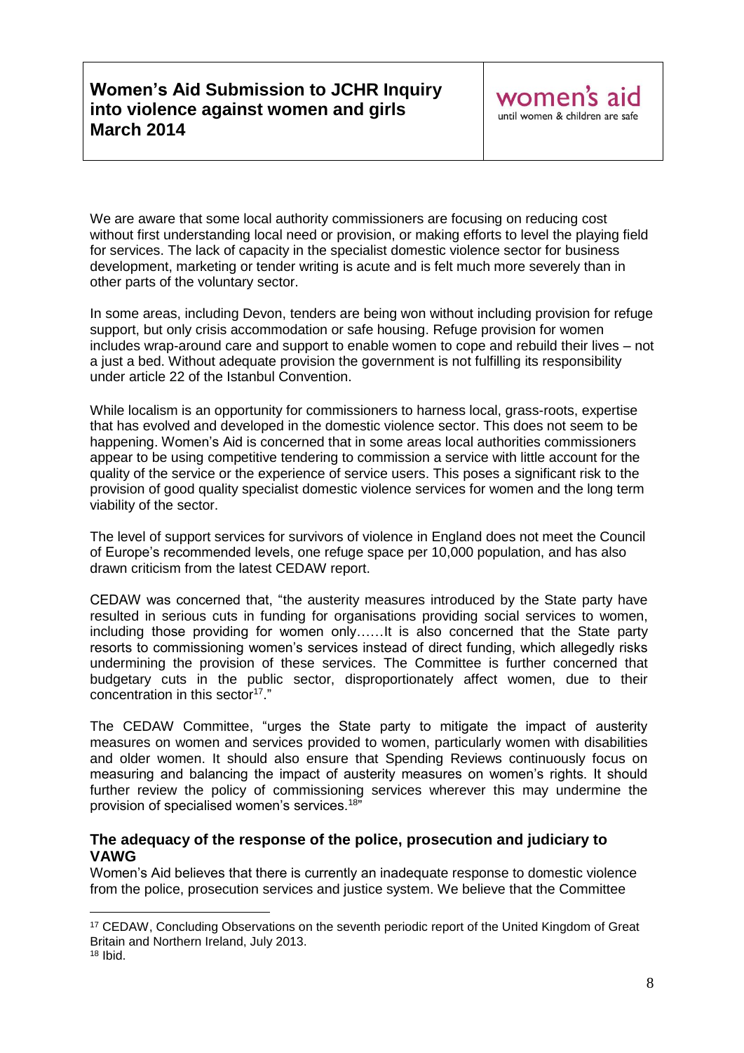We are aware that some local authority commissioners are focusing on reducing cost without first understanding local need or provision, or making efforts to level the playing field for services. The lack of capacity in the specialist domestic violence sector for business development, marketing or tender writing is acute and is felt much more severely than in other parts of the voluntary sector.

In some areas, including Devon, tenders are being won without including provision for refuge support, but only crisis accommodation or safe housing. Refuge provision for women includes wrap-around care and support to enable women to cope and rebuild their lives – not a just a bed. Without adequate provision the government is not fulfilling its responsibility under article 22 of the Istanbul Convention.

While localism is an opportunity for commissioners to harness local, grass-roots, expertise that has evolved and developed in the domestic violence sector. This does not seem to be happening. Women's Aid is concerned that in some areas local authorities commissioners appear to be using competitive tendering to commission a service with little account for the quality of the service or the experience of service users. This poses a significant risk to the provision of good quality specialist domestic violence services for women and the long term viability of the sector.

The level of support services for survivors of violence in England does not meet the Council of Europe's recommended levels, one refuge space per 10,000 population, and has also drawn criticism from the latest CEDAW report.

CEDAW was concerned that, "the austerity measures introduced by the State party have resulted in serious cuts in funding for organisations providing social services to women, including those providing for women only……It is also concerned that the State party resorts to commissioning women's services instead of direct funding, which allegedly risks undermining the provision of these services. The Committee is further concerned that budgetary cuts in the public sector, disproportionately affect women, due to their concentration in this sector[17]."

The CEDAW Committee, "urges the State party to mitigate the impact of austerity measures on women and services provided to women, particularly women with disabilities and older women. It should also ensure that Spending Reviews continuously focus on measuring and balancing the impact of austerity measures on women's rights. It should further review the policy of commissioning services wherever this may undermine the provision of specialised women's services.[18]"

### The adequacy of the response of the police, prosecution and judiciary to VAWG

Women's Aid believes that there is currently an inadequate response to domestic violence from the police, prosecution services and justice system. We believe that the Committee

---

[17] CEDAW, Concluding Observations on the seventh periodic report of the United Kingdom of Great Britain and Northern Ireland, July 2013.

[18] Ibid.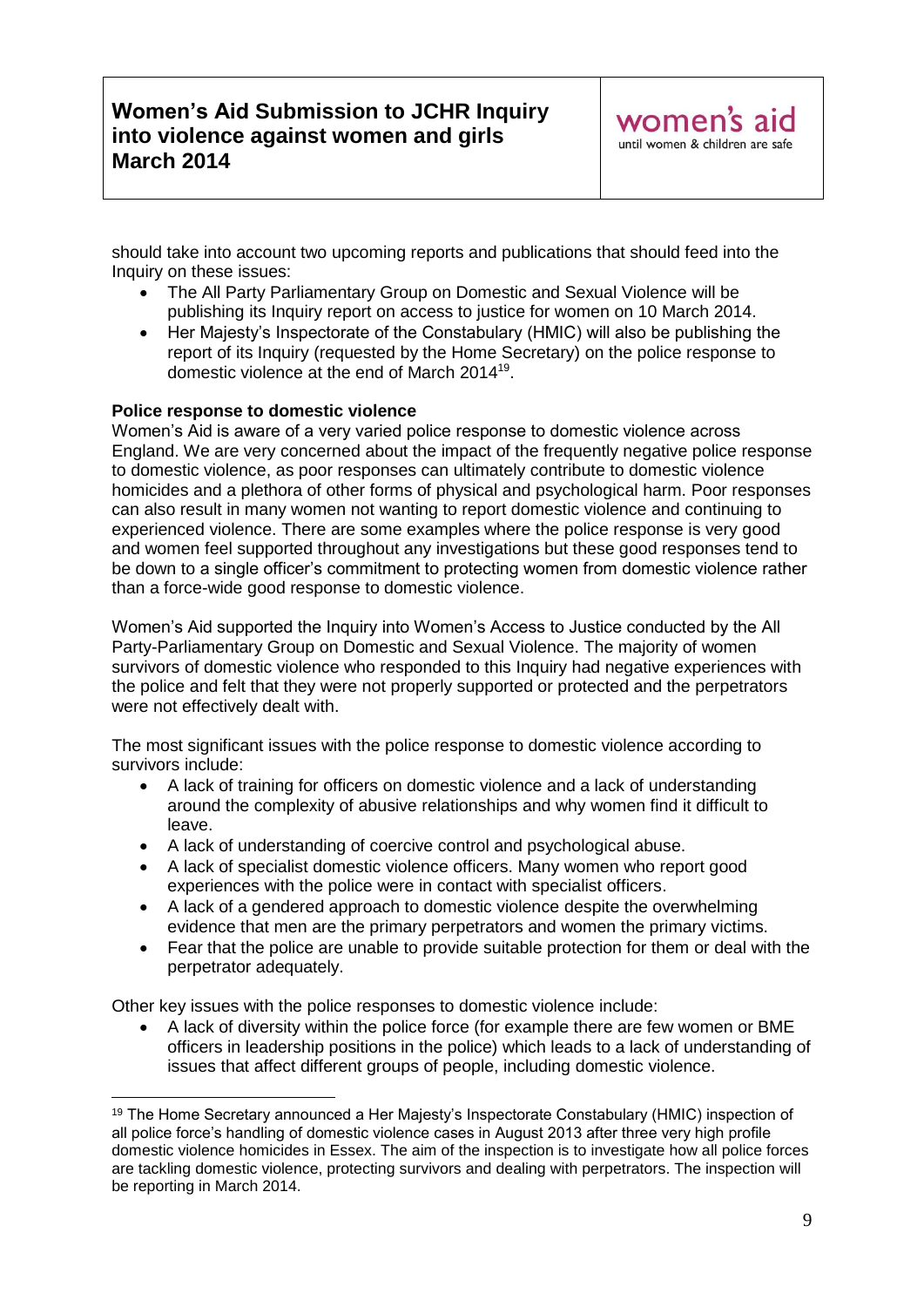should take into account two upcoming reports and publications that should feed into the Inquiry on these issues:

- The All Party Parliamentary Group on Domestic and Sexual Violence will be publishing its Inquiry report on access to justice for women on 10 March 2014.
- Her Majesty's Inspectorate of the Constabulary (HMIC) will also be publishing the report of its Inquiry (requested by the Home Secretary) on the police response to domestic violence at the end of March 2014[19].

**Police response to domestic violence**

Women's Aid is aware of a very varied police response to domestic violence across England. We are very concerned about the impact of the frequently negative police response to domestic violence, as poor responses can ultimately contribute to domestic violence homicides and a plethora of other forms of physical and psychological harm. Poor responses can also result in many women not wanting to report domestic violence and continuing to experienced violence. There are some examples where the police response is very good and women feel supported throughout any investigations but these good responses tend to be down to a single officer's commitment to protecting women from domestic violence rather than a force-wide good response to domestic violence.

Women's Aid supported the Inquiry into Women's Access to Justice conducted by the All Party-Parliamentary Group on Domestic and Sexual Violence. The majority of women survivors of domestic violence who responded to this Inquiry had negative experiences with the police and felt that they were not properly supported or protected and the perpetrators were not effectively dealt with.

The most significant issues with the police response to domestic violence according to survivors include:

- A lack of training for officers on domestic violence and a lack of understanding around the complexity of abusive relationships and why women find it difficult to leave.
- A lack of understanding of coercive control and psychological abuse.
- A lack of specialist domestic violence officers. Many women who report good experiences with the police were in contact with specialist officers.
- A lack of a gendered approach to domestic violence despite the overwhelming evidence that men are the primary perpetrators and women the primary victims.
- Fear that the police are unable to provide suitable protection for them or deal with the perpetrator adequately.

Other key issues with the police responses to domestic violence include:

- A lack of diversity within the police force (for example there are few women or BME officers in leadership positions in the police) which leads to a lack of understanding of issues that affect different groups of people, including domestic violence.

---

[19] The Home Secretary announced a Her Majesty's Inspectorate Constabulary (HMIC) inspection of all police force's handling of domestic violence cases in August 2013 after three very high profile domestic violence homicides in Essex. The aim of the inspection is to investigate how all police forces are tackling domestic violence, protecting survivors and dealing with perpetrators. The inspection will be reporting in March 2014.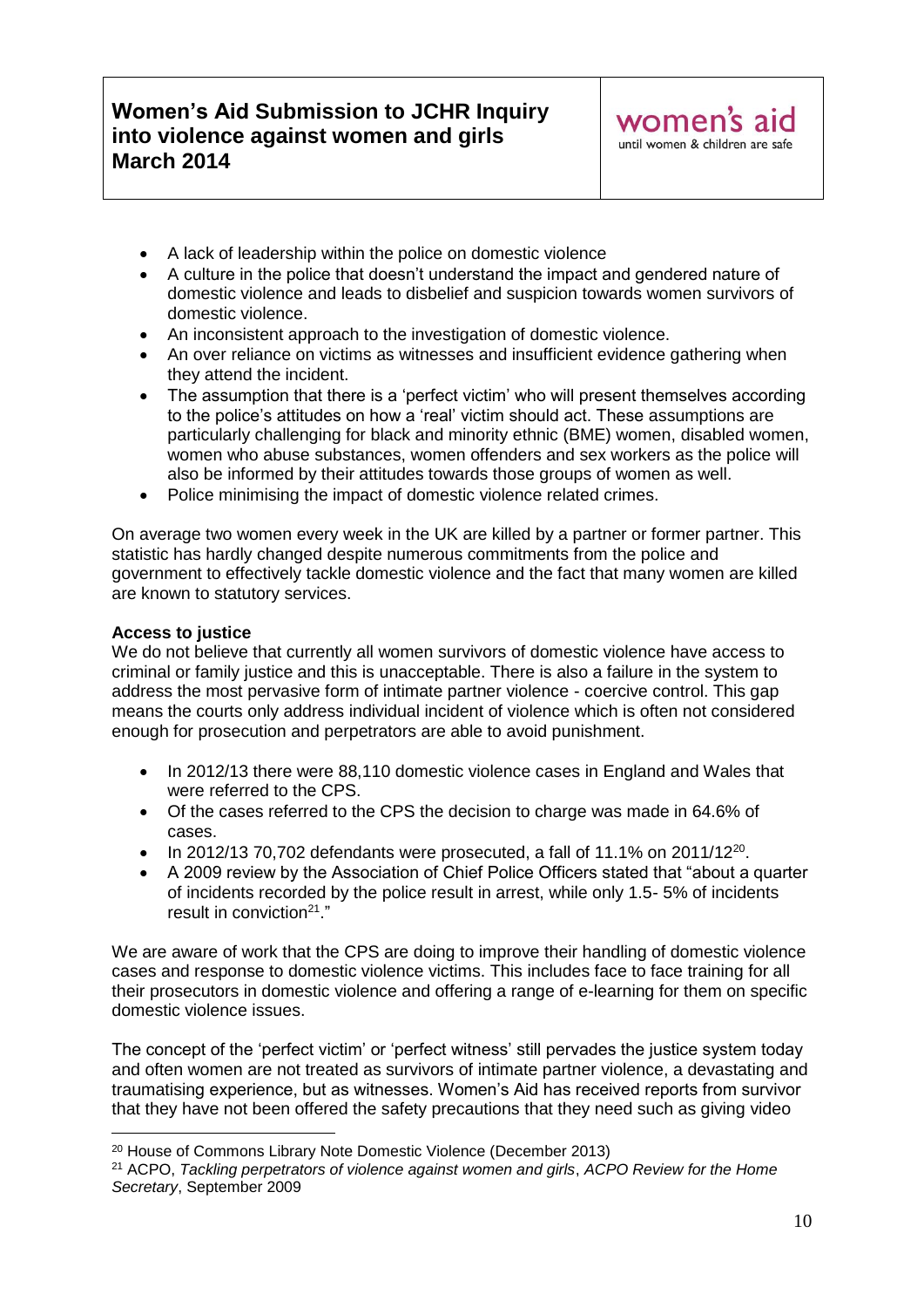- A lack of leadership within the police on domestic violence
- A culture in the police that doesn't understand the impact and gendered nature of domestic violence and leads to disbelief and suspicion towards women survivors of domestic violence.
- An inconsistent approach to the investigation of domestic violence.
- An over reliance on victims as witnesses and insufficient evidence gathering when they attend the incident.
- The assumption that there is a 'perfect victim' who will present themselves according to the police's attitudes on how a 'real' victim should act. These assumptions are particularly challenging for black and minority ethnic (BME) women, disabled women, women who abuse substances, women offenders and sex workers as the police will also be informed by their attitudes towards those groups of women as well.
- Police minimising the impact of domestic violence related crimes.

On average two women every week in the UK are killed by a partner or former partner. This statistic has hardly changed despite numerous commitments from the police and government to effectively tackle domestic violence and the fact that many women are killed are known to statutory services.

**Access to justice**

We do not believe that currently all women survivors of domestic violence have access to criminal or family justice and this is unacceptable. There is also a failure in the system to address the most pervasive form of intimate partner violence - coercive control. This gap means the courts only address individual incident of violence which is often not considered enough for prosecution and perpetrators are able to avoid punishment.

- In 2012/13 there were 88,110 domestic violence cases in England and Wales that were referred to the CPS.
- Of the cases referred to the CPS the decision to charge was made in 64.6% of cases.
- In 2012/13 70,702 defendants were prosecuted, a fall of 11.1% on 2011/12[20].
- A 2009 review by the Association of Chief Police Officers stated that "about a quarter of incidents recorded by the police result in arrest, while only 1.5- 5% of incidents result in conviction[21]."

We are aware of work that the CPS are doing to improve their handling of domestic violence cases and response to domestic violence victims. This includes face to face training for all their prosecutors in domestic violence and offering a range of e-learning for them on specific domestic violence issues.

The concept of the 'perfect victim' or 'perfect witness' still pervades the justice system today and often women are not treated as survivors of intimate partner violence, a devastating and traumatising experience, but as witnesses. Women's Aid has received reports from survivor that they have not been offered the safety precautions that they need such as giving video

---

[20] House of Commons Library Note Domestic Violence (December 2013)

[21] ACPO, *Tackling perpetrators of violence against women and girls*, *ACPO Review for the Home Secretary*, September 2009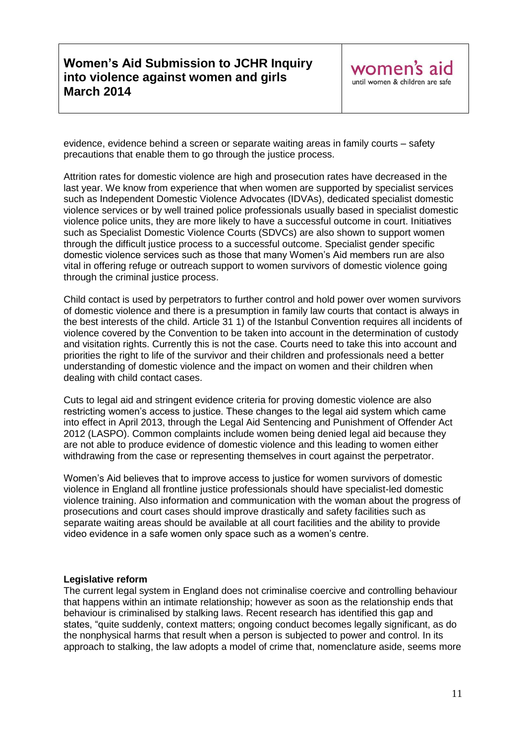evidence, evidence behind a screen or separate waiting areas in family courts – safety precautions that enable them to go through the justice process.

Attrition rates for domestic violence are high and prosecution rates have decreased in the last year. We know from experience that when women are supported by specialist services such as Independent Domestic Violence Advocates (IDVAs), dedicated specialist domestic violence services or by well trained police professionals usually based in specialist domestic violence police units, they are more likely to have a successful outcome in court. Initiatives such as Specialist Domestic Violence Courts (SDVCs) are also shown to support women through the difficult justice process to a successful outcome. Specialist gender specific domestic violence services such as those that many Women's Aid members run are also vital in offering refuge or outreach support to women survivors of domestic violence going through the criminal justice process.

Child contact is used by perpetrators to further control and hold power over women survivors of domestic violence and there is a presumption in family law courts that contact is always in the best interests of the child. Article 31 1) of the Istanbul Convention requires all incidents of violence covered by the Convention to be taken into account in the determination of custody and visitation rights. Currently this is not the case. Courts need to take this into account and priorities the right to life of the survivor and their children and professionals need a better understanding of domestic violence and the impact on women and their children when dealing with child contact cases.

Cuts to legal aid and stringent evidence criteria for proving domestic violence are also restricting women's access to justice. These changes to the legal aid system which came into effect in April 2013, through the Legal Aid Sentencing and Punishment of Offender Act 2012 (LASPO). Common complaints include women being denied legal aid because they are not able to produce evidence of domestic violence and this leading to women either withdrawing from the case or representing themselves in court against the perpetrator.

Women's Aid believes that to improve access to justice for women survivors of domestic violence in England all frontline justice professionals should have specialist-led domestic violence training. Also information and communication with the woman about the progress of prosecutions and court cases should improve drastically and safety facilities such as separate waiting areas should be available at all court facilities and the ability to provide video evidence in a safe women only space such as a women's centre.

**Legislative reform**

The current legal system in England does not criminalise coercive and controlling behaviour that happens within an intimate relationship; however as soon as the relationship ends that behaviour is criminalised by stalking laws. Recent research has identified this gap and states, "quite suddenly, context matters; ongoing conduct becomes legally significant, as do the nonphysical harms that result when a person is subjected to power and control. In its approach to stalking, the law adopts a model of crime that, nomenclature aside, seems more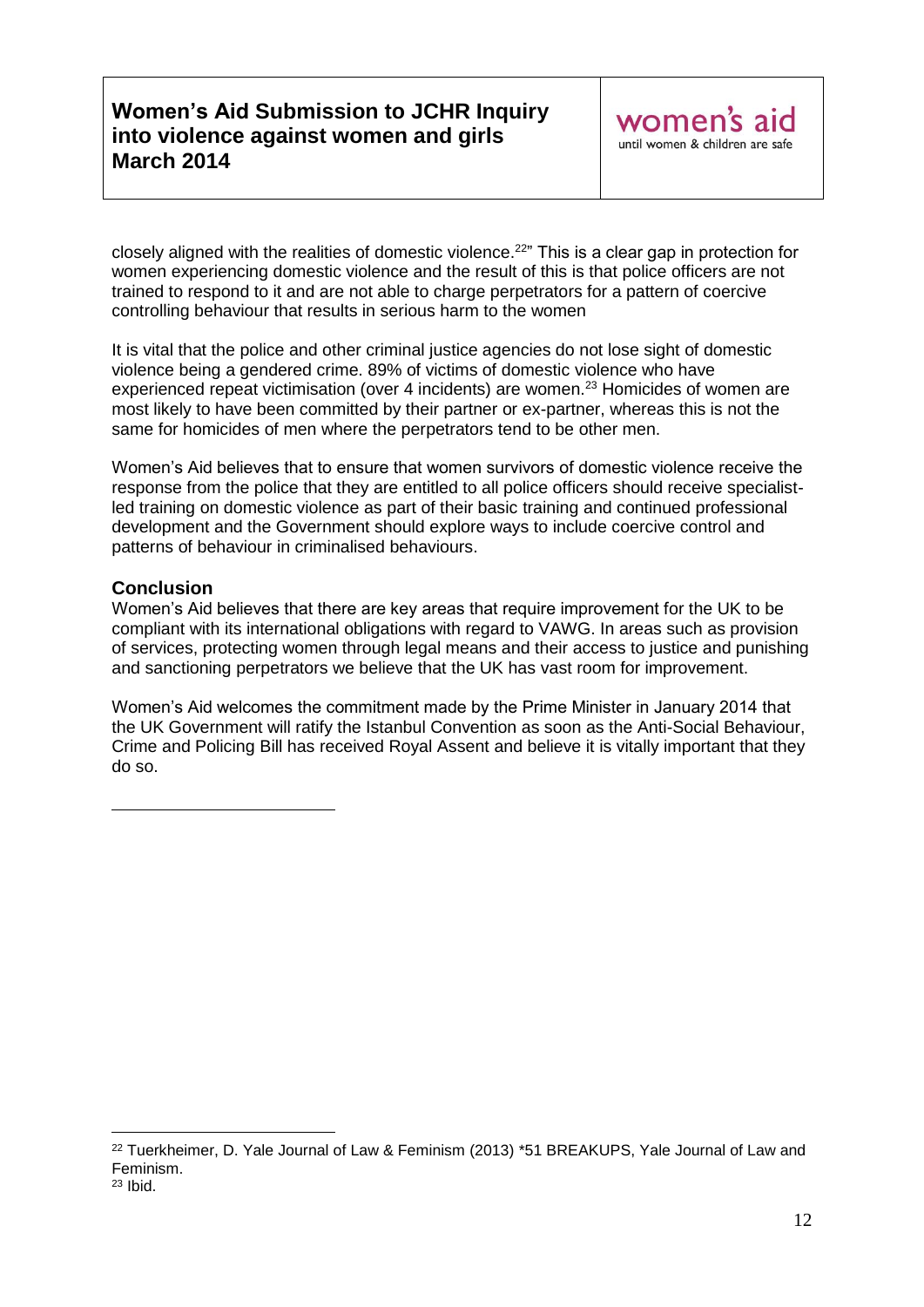closely aligned with the realities of domestic violence.[22]" This is a clear gap in protection for women experiencing domestic violence and the result of this is that police officers are not trained to respond to it and are not able to charge perpetrators for a pattern of coercive controlling behaviour that results in serious harm to the women

It is vital that the police and other criminal justice agencies do not lose sight of domestic violence being a gendered crime. 89% of victims of domestic violence who have experienced repeat victimisation (over 4 incidents) are women.[23] Homicides of women are most likely to have been committed by their partner or ex-partner, whereas this is not the same for homicides of men where the perpetrators tend to be other men.

Women's Aid believes that to ensure that women survivors of domestic violence receive the response from the police that they are entitled to all police officers should receive specialist-led training on domestic violence as part of their basic training and continued professional development and the Government should explore ways to include coercive control and patterns of behaviour in criminalised behaviours.

## Conclusion

Women's Aid believes that there are key areas that require improvement for the UK to be compliant with its international obligations with regard to VAWG. In areas such as provision of services, protecting women through legal means and their access to justice and punishing and sanctioning perpetrators we believe that the UK has vast room for improvement.

Women's Aid welcomes the commitment made by the Prime Minister in January 2014 that the UK Government will ratify the Istanbul Convention as soon as the Anti-Social Behaviour, Crime and Policing Bill has received Royal Assent and believe it is vitally important that they do so.

---

[22] Tuerkheimer, D. Yale Journal of Law & Feminism (2013) *51 BREAKUPS, Yale Journal of Law and Feminism.

[23] Ibid.